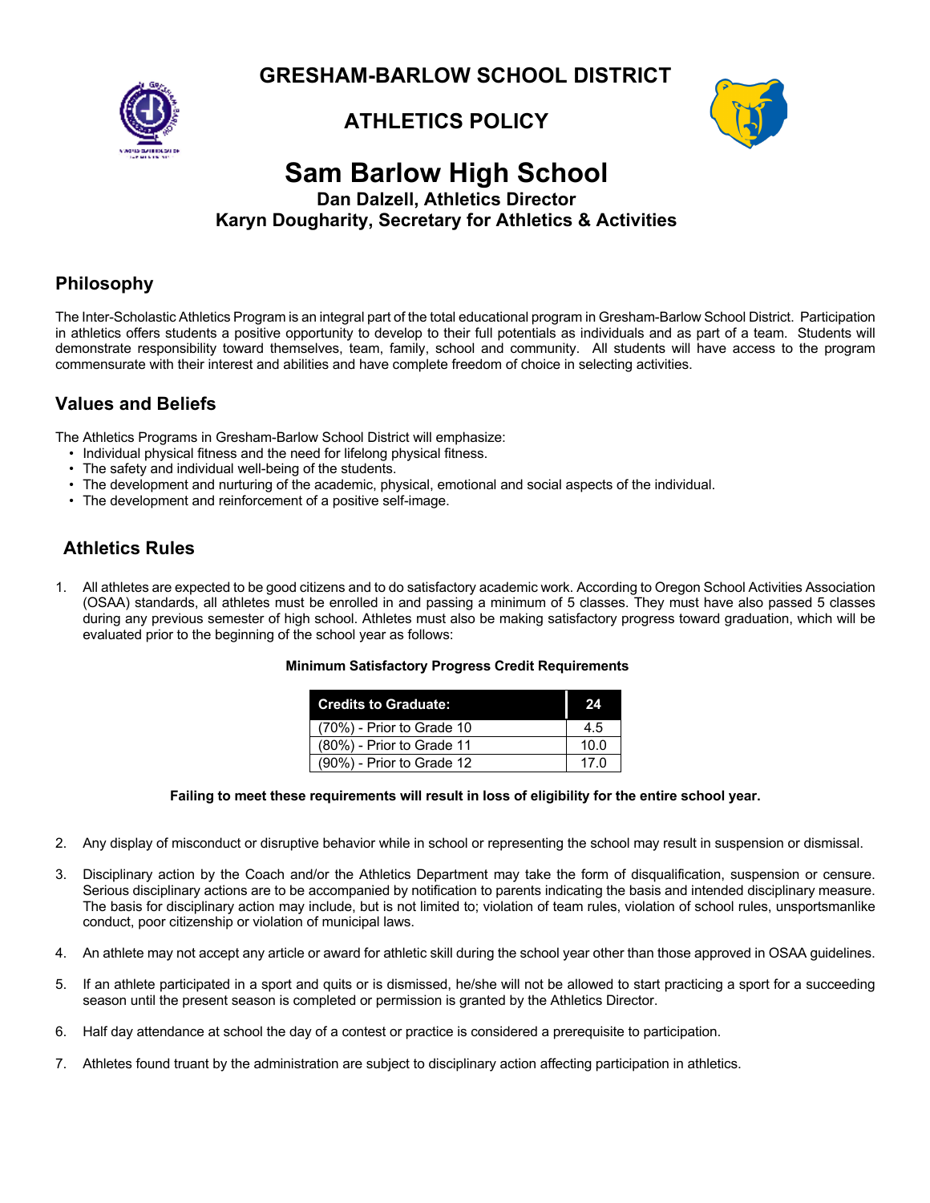# GRESHAM-BARLOW SCHOOL DISTRICT

## ATHLETICS POLICY

# Sam Barlow High School

**Dan Dalzell, Athletics Director**
**Karyn Dougharity, Secretary for Athletics & Activities**

## Philosophy

The Inter-Scholastic Athletics Program is an integral part of the total educational program in Gresham-Barlow School District. Participation in athletics offers students a positive opportunity to develop to their full potentials as individuals and as part of a team. Students will demonstrate responsibility toward themselves, team, family, school and community. All students will have access to the program commensurate with their interest and abilities and have complete freedom of choice in selecting activities.

## Values and Beliefs

The Athletics Programs in Gresham-Barlow School District will emphasize:

- Individual physical fitness and the need for lifelong physical fitness.
- The safety and individual well-being of the students.
- The development and nurturing of the academic, physical, emotional and social aspects of the individual.
- The development and reinforcement of a positive self-image.

## Athletics Rules

1. All athletes are expected to be good citizens and to do satisfactory academic work. According to Oregon School Activities Association (OSAA) standards, all athletes must be enrolled in and passing a minimum of 5 classes. They must have also passed 5 classes during any previous semester of high school. Athletes must also be making satisfactory progress toward graduation, which will be evaluated prior to the beginning of the school year as follows:

**Minimum Satisfactory Progress Credit Requirements**

| Credits to Graduate: | 24 |
|---|---|
| (70%) - Prior to Grade 10 | 4.5 |
| (80%) - Prior to Grade 11 | 10.0 |
| (90%) - Prior to Grade 12 | 17.0 |

**Failing to meet these requirements will result in loss of eligibility for the entire school year.**

2. Any display of misconduct or disruptive behavior while in school or representing the school may result in suspension or dismissal.

3. Disciplinary action by the Coach and/or the Athletics Department may take the form of disqualification, suspension or censure. Serious disciplinary actions are to be accompanied by notification to parents indicating the basis and intended disciplinary measure. The basis for disciplinary action may include, but is not limited to; violation of team rules, violation of school rules, unsportsmanlike conduct, poor citizenship or violation of municipal laws.

4. An athlete may not accept any article or award for athletic skill during the school year other than those approved in OSAA guidelines.

5. If an athlete participated in a sport and quits or is dismissed, he/she will not be allowed to start practicing a sport for a succeeding season until the present season is completed or permission is granted by the Athletics Director.

6. Half day attendance at school the day of a contest or practice is considered a prerequisite to participation.

7. Athletes found truant by the administration are subject to disciplinary action affecting participation in athletics.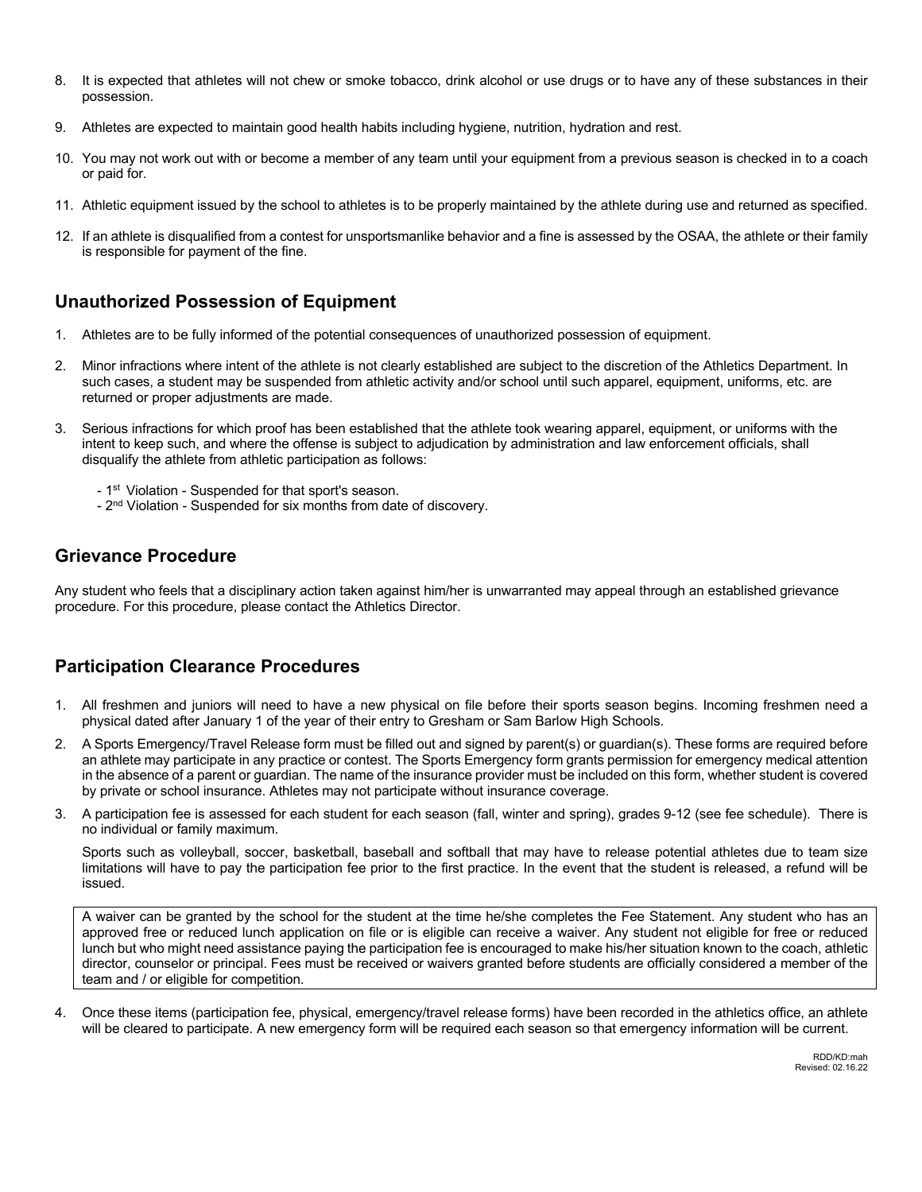8. It is expected that athletes will not chew or smoke tobacco, drink alcohol or use drugs or to have any of these substances in their possession.

9. Athletes are expected to maintain good health habits including hygiene, nutrition, hydration and rest.

10. You may not work out with or become a member of any team until your equipment from a previous season is checked in to a coach or paid for.

11. Athletic equipment issued by the school to athletes is to be properly maintained by the athlete during use and returned as specified.

12. If an athlete is disqualified from a contest for unsportsmanlike behavior and a fine is assessed by the OSAA, the athlete or their family is responsible for payment of the fine.

## Unauthorized Possession of Equipment

1. Athletes are to be fully informed of the potential consequences of unauthorized possession of equipment.

2. Minor infractions where intent of the athlete is not clearly established are subject to the discretion of the Athletics Department. In such cases, a student may be suspended from athletic activity and/or school until such apparel, equipment, uniforms, etc. are returned or proper adjustments are made.

3. Serious infractions for which proof has been established that the athlete took wearing apparel, equipment, or uniforms with the intent to keep such, and where the offense is subject to adjudication by administration and law enforcement officials, shall disqualify the athlete from athletic participation as follows:

   - 1st Violation - Suspended for that sport's season.
   - 2nd Violation - Suspended for six months from date of discovery.

## Grievance Procedure

Any student who feels that a disciplinary action taken against him/her is unwarranted may appeal through an established grievance procedure. For this procedure, please contact the Athletics Director.

## Participation Clearance Procedures

1. All freshmen and juniors will need to have a new physical on file before their sports season begins. Incoming freshmen need a physical dated after January 1 of the year of their entry to Gresham or Sam Barlow High Schools.

2. A Sports Emergency/Travel Release form must be filled out and signed by parent(s) or guardian(s). These forms are required before an athlete may participate in any practice or contest. The Sports Emergency form grants permission for emergency medical attention in the absence of a parent or guardian. The name of the insurance provider must be included on this form, whether student is covered by private or school insurance. Athletes may not participate without insurance coverage.

3. A participation fee is assessed for each student for each season (fall, winter and spring), grades 9-12 (see fee schedule). There is no individual or family maximum.

   Sports such as volleyball, soccer, basketball, baseball and softball that may have to release potential athletes due to team size limitations will have to pay the participation fee prior to the first practice. In the event that the student is released, a refund will be issued.

   A waiver can be granted by the school for the student at the time he/she completes the Fee Statement. Any student who has an approved free or reduced lunch application on file or is eligible can receive a waiver. Any student not eligible for free or reduced lunch but who might need assistance paying the participation fee is encouraged to make his/her situation known to the coach, athletic director, counselor or principal. Fees must be received or waivers granted before students are officially considered a member of the team and / or eligible for competition.

4. Once these items (participation fee, physical, emergency/travel release forms) have been recorded in the athletics office, an athlete will be cleared to participate. A new emergency form will be required each season so that emergency information will be current.

RDD/KD:mah
Revised: 02.16.22